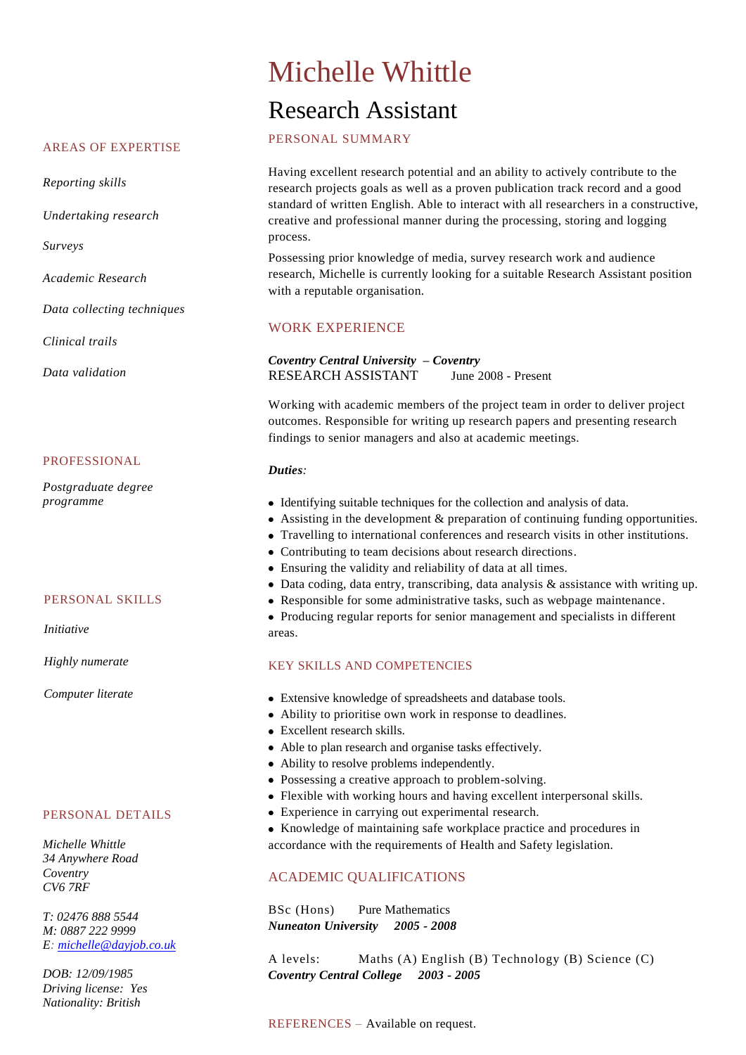# Michelle Whittle

## Research Assistant

## PERSONAL SUMMARY

Having excellent research potential and an ability to actively contribute to the research projects goals as well as a proven publication track record and a good standard of written English. Able to interact with all researchers in a constructive, creative and professional manner during the processing, storing and logging process.

Possessing prior knowledge of media, survey research work and audience research, Michelle is currently looking for a suitable Research Assistant position with a reputable organisation.

## WORK EXPERIENCE

***Coventry Central University – Coventry***
RESEARCH ASSISTANT June 2008 - Present

Working with academic members of the project team in order to deliver project outcomes. Responsible for writing up research papers and presenting research findings to senior managers and also at academic meetings.

***Duties**:*

- Identifying suitable techniques for the collection and analysis of data.
- Assisting in the development & preparation of continuing funding opportunities.
- Travelling to international conferences and research visits in other institutions.
- Contributing to team decisions about research directions.
- Ensuring the validity and reliability of data at all times.
- Data coding, data entry, transcribing, data analysis & assistance with writing up.
- Responsible for some administrative tasks, such as webpage maintenance.
- Producing regular reports for senior management and specialists in different areas.

## KEY SKILLS AND COMPETENCIES

- Extensive knowledge of spreadsheets and database tools.
- Ability to prioritise own work in response to deadlines.
- Excellent research skills.
- Able to plan research and organise tasks effectively.
- Ability to resolve problems independently.
- Possessing a creative approach to problem-solving.
- Flexible with working hours and having excellent interpersonal skills.
- Experience in carrying out experimental research.
- Knowledge of maintaining safe workplace practice and procedures in accordance with the requirements of Health and Safety legislation.

## ACADEMIC QUALIFICATIONS

BSc (Hons) Pure Mathematics
***Nuneaton University 2005 - 2008***

A levels: Maths (A) English (B) Technology (B) Science (C)
***Coventry Central College 2003 - 2005***

REFERENCES – Available on request.

## AREAS OF EXPERTISE

*Reporting skills*

*Undertaking research*

*Surveys*

*Academic Research*

*Data collecting techniques*

*Clinical trails*

*Data validation*

## PROFESSIONAL

*Postgraduate degree programme*

## PERSONAL SKILLS

*Initiative*

*Highly numerate*

*Computer literate*

## PERSONAL DETAILS

*Michelle Whittle*
*34 Anywhere Road*
*Coventry*
*CV6 7RF*

*T: 02476 888 5544*
*M: 0887 222 9999*
*E: michelle@dayjob.co.uk*

*DOB: 12/09/1985*
*Driving license: Yes*
*Nationality: British*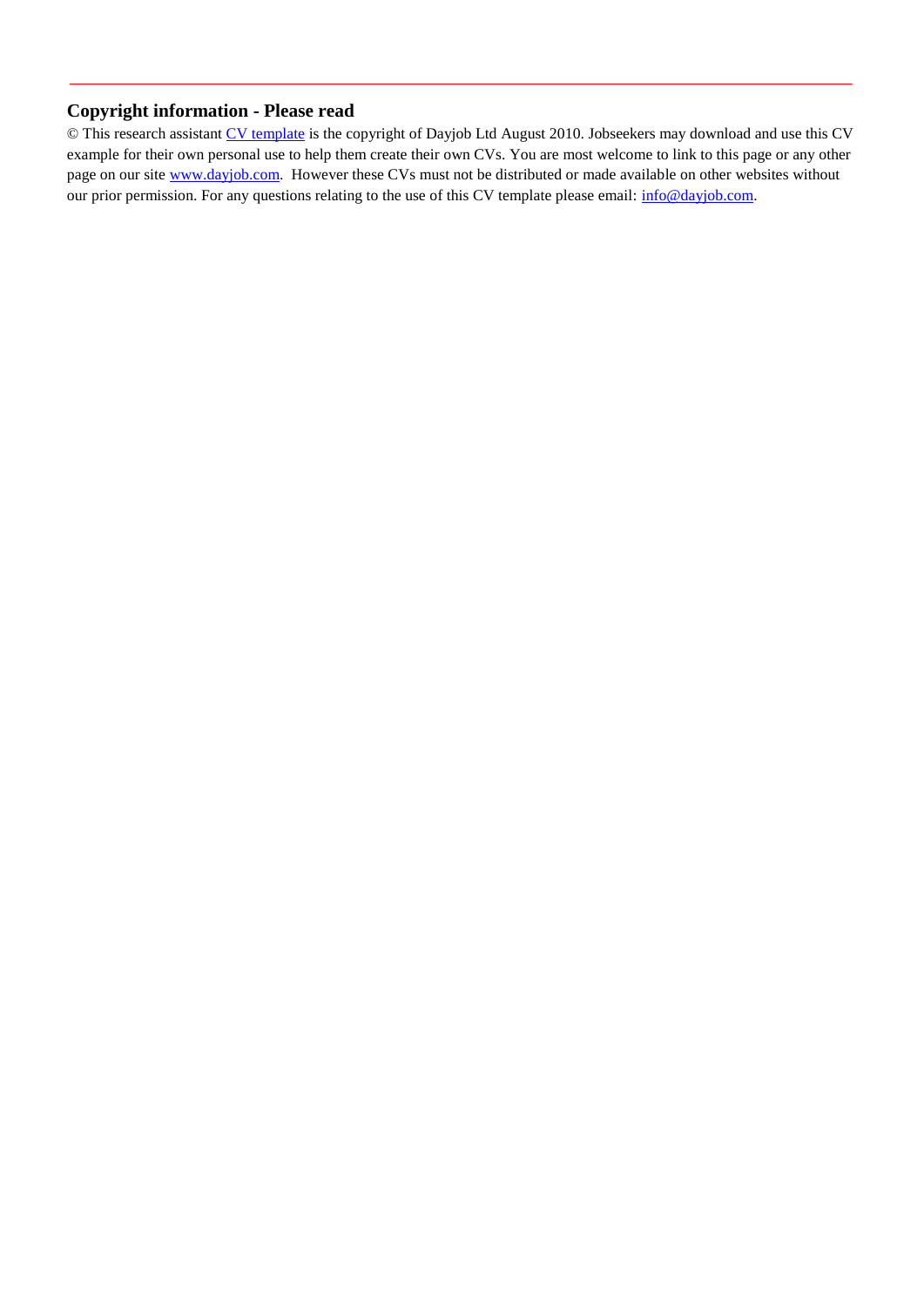---

## Copyright information - Please read

© This research assistant CV template is the copyright of Dayjob Ltd August 2010. Jobseekers may download and use this CV example for their own personal use to help them create their own CVs. You are most welcome to link to this page or any other page on our site www.dayjob.com. However these CVs must not be distributed or made available on other websites without our prior permission. For any questions relating to the use of this CV template please email: info@dayjob.com.